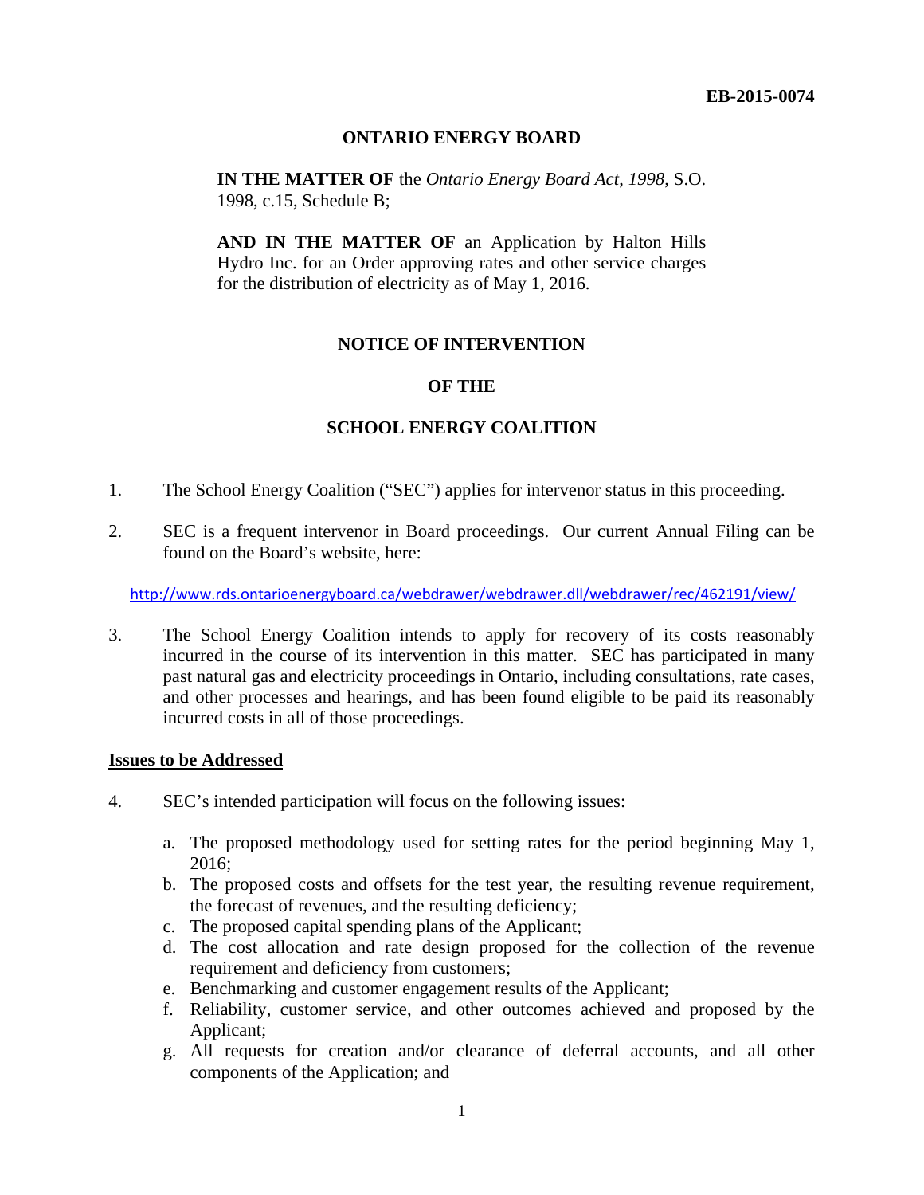**EB-2015-0074**

**ONTARIO ENERGY BOARD**

**IN THE MATTER OF** the *Ontario Energy Board Act*, *1998*, S.O. 1998, c.15, Schedule B;

**AND IN THE MATTER OF** an Application by Halton Hills Hydro Inc. for an Order approving rates and other service charges for the distribution of electricity as of May 1, 2016.

**NOTICE OF INTERVENTION**

**OF THE**

**SCHOOL ENERGY COALITION**

1. The School Energy Coalition ("SEC") applies for intervenor status in this proceeding.

2. SEC is a frequent intervenor in Board proceedings. Our current Annual Filing can be found on the Board's website, here:

   http://www.rds.ontarioenergyboard.ca/webdrawer/webdrawer.dll/webdrawer/rec/462191/view/

3. The School Energy Coalition intends to apply for recovery of its costs reasonably incurred in the course of its intervention in this matter. SEC has participated in many past natural gas and electricity proceedings in Ontario, including consultations, rate cases, and other processes and hearings, and has been found eligible to be paid its reasonably incurred costs in all of those proceedings.

**Issues to be Addressed**

4. SEC's intended participation will focus on the following issues:

   a. The proposed methodology used for setting rates for the period beginning May 1, 2016;
   b. The proposed costs and offsets for the test year, the resulting revenue requirement, the forecast of revenues, and the resulting deficiency;
   c. The proposed capital spending plans of the Applicant;
   d. The cost allocation and rate design proposed for the collection of the revenue requirement and deficiency from customers;
   e. Benchmarking and customer engagement results of the Applicant;
   f. Reliability, customer service, and other outcomes achieved and proposed by the Applicant;
   g. All requests for creation and/or clearance of deferral accounts, and all other components of the Application; and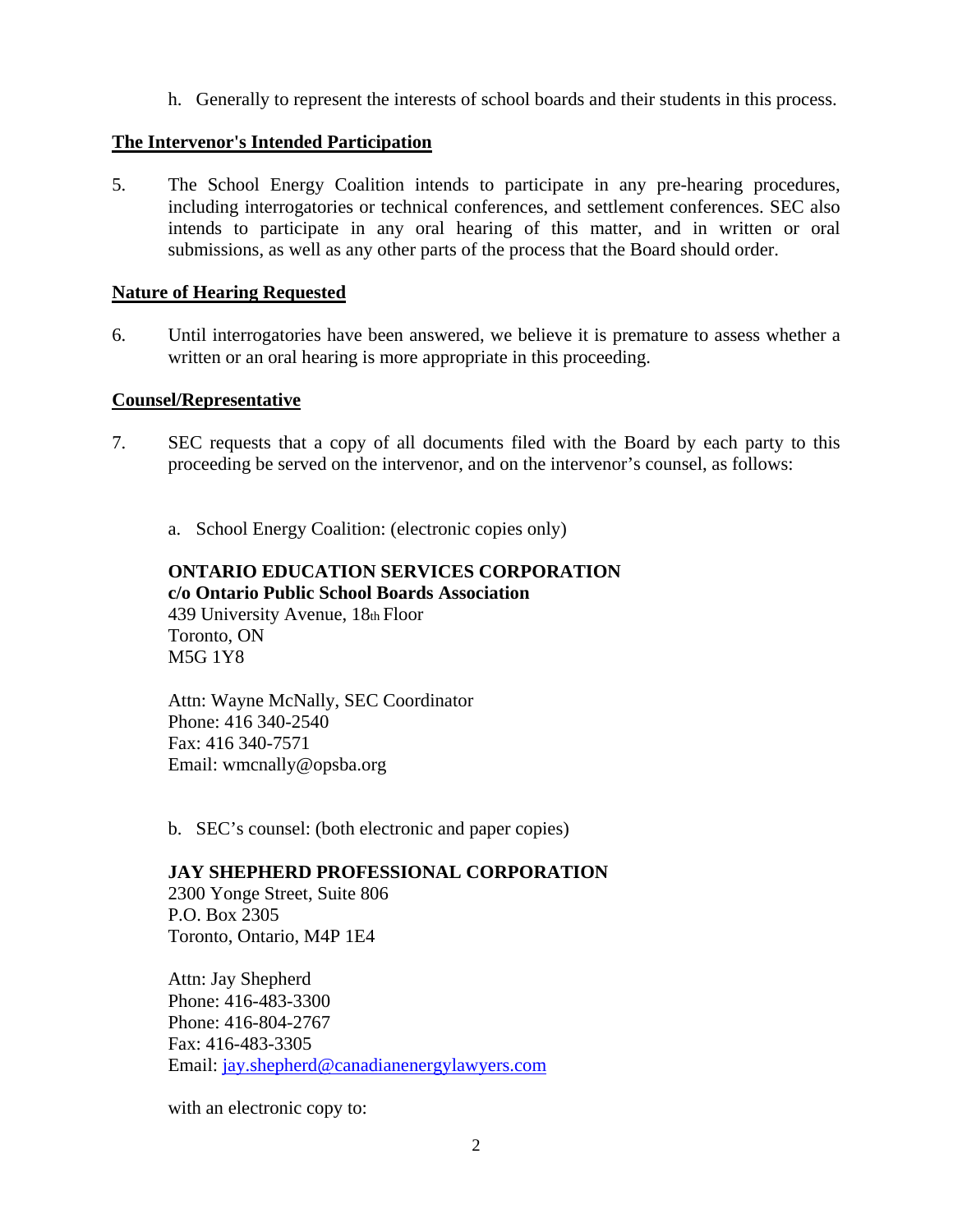h. Generally to represent the interests of school boards and their students in this process.

**The Intervenor's Intended Participation**

5. The School Energy Coalition intends to participate in any pre-hearing procedures, including interrogatories or technical conferences, and settlement conferences. SEC also intends to participate in any oral hearing of this matter, and in written or oral submissions, as well as any other parts of the process that the Board should order.

**Nature of Hearing Requested**

6. Until interrogatories have been answered, we believe it is premature to assess whether a written or an oral hearing is more appropriate in this proceeding.

**Counsel/Representative**

7. SEC requests that a copy of all documents filed with the Board by each party to this proceeding be served on the intervenor, and on the intervenor's counsel, as follows:

a. School Energy Coalition: (electronic copies only)

**ONTARIO EDUCATION SERVICES CORPORATION**
**c/o Ontario Public School Boards Association**
439 University Avenue, 18th Floor
Toronto, ON
M5G 1Y8

Attn: Wayne McNally, SEC Coordinator
Phone: 416 340-2540
Fax: 416 340-7571
Email: wmcnally@opsba.org

b. SEC's counsel: (both electronic and paper copies)

**JAY SHEPHERD PROFESSIONAL CORPORATION**
2300 Yonge Street, Suite 806
P.O. Box 2305
Toronto, Ontario, M4P 1E4

Attn: Jay Shepherd
Phone: 416-483-3300
Phone: 416-804-2767
Fax: 416-483-3305
Email: jay.shepherd@canadianenergylawyers.com

with an electronic copy to: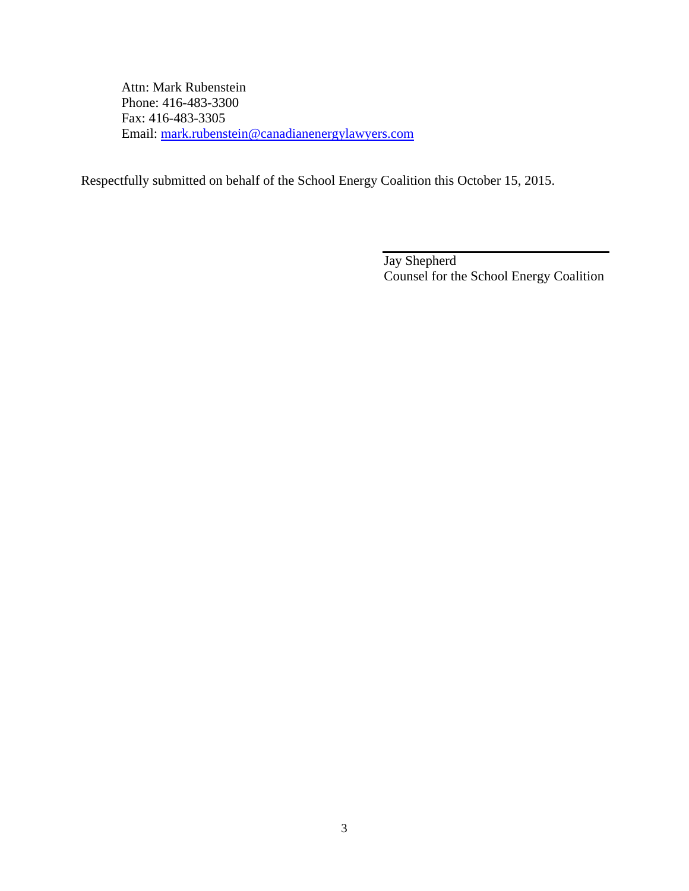Attn: Mark Rubenstein
Phone: 416-483-3300
Fax: 416-483-3305
Email: mark.rubenstein@canadianenergylawyers.com

Respectfully submitted on behalf of the School Energy Coalition this October 15, 2015.

Jay Shepherd
Counsel for the School Energy Coalition